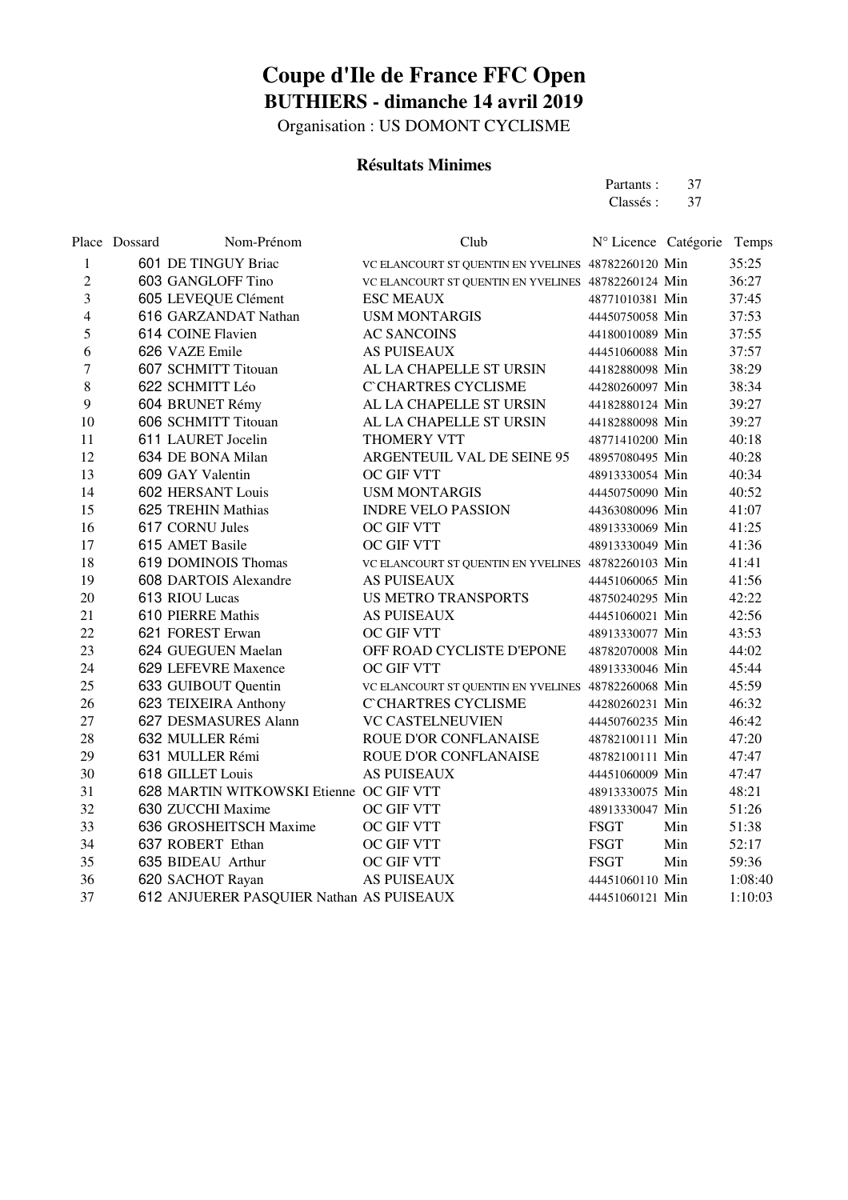# Coupe d'Ile de France FFC Open

## BUTHIERS - dimanche 14 avril 2019

Organisation : US DOMONT CYCLISME

### Résultats Minimes

Partants : 37
Classés : 37

| Place | Dossard | Nom-Prénom | Club | N° Licence | Catégorie | Temps |
|---|---|---|---|---|---|---|
| 1 | 601 | DE TINGUY Briac | VC ELANCOURT ST QUENTIN EN YVELINES | 48782260120 | Min | 35:25 |
| 2 | 603 | GANGLOFF Tino | VC ELANCOURT ST QUENTIN EN YVELINES | 48782260124 | Min | 36:27 |
| 3 | 605 | LEVEQUE Clément | ESC MEAUX | 48771010381 | Min | 37:45 |
| 4 | 616 | GARZANDAT Nathan | USM MONTARGIS | 44450750058 | Min | 37:53 |
| 5 | 614 | COINE Flavien | AC SANCOINS | 44180010089 | Min | 37:55 |
| 6 | 626 | VAZE Emile | AS PUISEAUX | 44451060088 | Min | 37:57 |
| 7 | 607 | SCHMITT Titouan | AL LA CHAPELLE ST URSIN | 44182880098 | Min | 38:29 |
| 8 | 622 | SCHMITT Léo | C`CHARTRES CYCLISME | 44280260097 | Min | 38:34 |
| 9 | 604 | BRUNET Rémy | AL LA CHAPELLE ST URSIN | 44182880124 | Min | 39:27 |
| 10 | 606 | SCHMITT Titouan | AL LA CHAPELLE ST URSIN | 44182880098 | Min | 39:27 |
| 11 | 611 | LAURET Jocelin | THOMERY VTT | 48771410200 | Min | 40:18 |
| 12 | 634 | DE BONA Milan | ARGENTEUIL VAL DE SEINE 95 | 48957080495 | Min | 40:28 |
| 13 | 609 | GAY Valentin | OC GIF VTT | 48913330054 | Min | 40:34 |
| 14 | 602 | HERSANT Louis | USM MONTARGIS | 44450750090 | Min | 40:52 |
| 15 | 625 | TREHIN Mathias | INDRE VELO PASSION | 44363080096 | Min | 41:07 |
| 16 | 617 | CORNU Jules | OC GIF VTT | 48913330069 | Min | 41:25 |
| 17 | 615 | AMET Basile | OC GIF VTT | 48913330049 | Min | 41:36 |
| 18 | 619 | DOMINOIS Thomas | VC ELANCOURT ST QUENTIN EN YVELINES | 48782260103 | Min | 41:41 |
| 19 | 608 | DARTOIS Alexandre | AS PUISEAUX | 44451060065 | Min | 41:56 |
| 20 | 613 | RIOU Lucas | US METRO TRANSPORTS | 48750240295 | Min | 42:22 |
| 21 | 610 | PIERRE Mathis | AS PUISEAUX | 44451060021 | Min | 42:56 |
| 22 | 621 | FOREST Erwan | OC GIF VTT | 48913330077 | Min | 43:53 |
| 23 | 624 | GUEGUEN Maelan | OFF ROAD CYCLISTE D'EPONE | 48782070008 | Min | 44:02 |
| 24 | 629 | LEFEVRE Maxence | OC GIF VTT | 48913330046 | Min | 45:44 |
| 25 | 633 | GUIBOUT Quentin | VC ELANCOURT ST QUENTIN EN YVELINES | 48782260068 | Min | 45:59 |
| 26 | 623 | TEIXEIRA Anthony | C`CHARTRES CYCLISME | 44280260231 | Min | 46:32 |
| 27 | 627 | DESMASURES Alann | VC CASTELNEUVIEN | 44450760235 | Min | 46:42 |
| 28 | 632 | MULLER Rémi | ROUE D'OR CONFLANAISE | 48782100111 | Min | 47:20 |
| 29 | 631 | MULLER Rémi | ROUE D'OR CONFLANAISE | 48782100111 | Min | 47:47 |
| 30 | 618 | GILLET Louis | AS PUISEAUX | 44451060009 | Min | 47:47 |
| 31 | 628 | MARTIN WITKOWSKI Etienne | OC GIF VTT | 48913330075 | Min | 48:21 |
| 32 | 630 | ZUCCHI Maxime | OC GIF VTT | 48913330047 | Min | 51:26 |
| 33 | 636 | GROSHEITSCH Maxime | OC GIF VTT | FSGT | Min | 51:38 |
| 34 | 637 | ROBERT Ethan | OC GIF VTT | FSGT | Min | 52:17 |
| 35 | 635 | BIDEAU Arthur | OC GIF VTT | FSGT | Min | 59:36 |
| 36 | 620 | SACHOT Rayan | AS PUISEAUX | 44451060110 | Min | 1:08:40 |
| 37 | 612 | ANJUERER PASQUIER Nathan | AS PUISEAUX | 44451060121 | Min | 1:10:03 |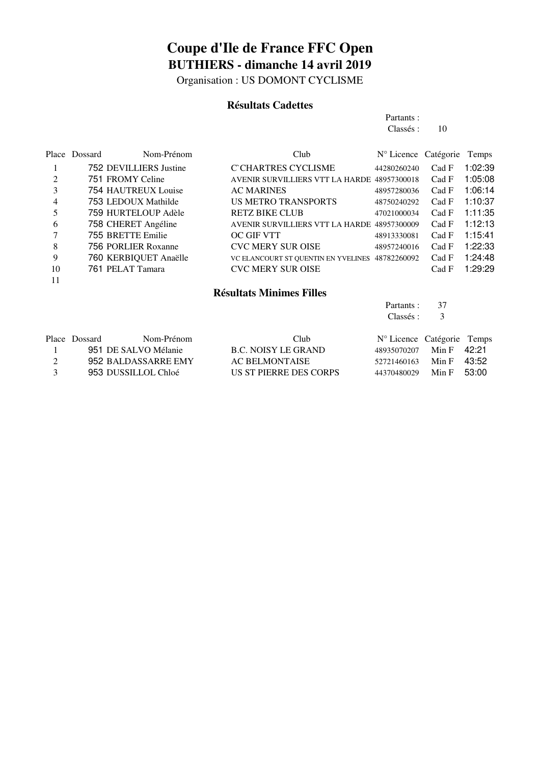# Coupe d'Ile de France FFC Open

## BUTHIERS - dimanche 14 avril 2019

Organisation : US DOMONT CYCLISME

### Résultats Cadettes

Partants :
Classés : 10

| Place | Dossard | Nom-Prénom | Club | N° Licence | Catégorie | Temps |
|---|---|---|---|---|---|---|
| 1 | 752 | DEVILLIERS Justine | C`CHARTRES CYCLISME | 44280260240 | Cad F | 1:02:39 |
| 2 | 751 | FROMY Celine | AVENIR SURVILLIERS VTT LA HARDE | 48957300018 | Cad F | 1:05:08 |
| 3 | 754 | HAUTREUX Louise | AC MARINES | 48957280036 | Cad F | 1:06:14 |
| 4 | 753 | LEDOUX Mathilde | US METRO TRANSPORTS | 48750240292 | Cad F | 1:10:37 |
| 5 | 759 | HURTELOUP Adèle | RETZ BIKE CLUB | 47021000034 | Cad F | 1:11:35 |
| 6 | 758 | CHERET Angéline | AVENIR SURVILLIERS VTT LA HARDE | 48957300009 | Cad F | 1:12:13 |
| 7 | 755 | BRETTE Emilie | OC GIF VTT | 48913330081 | Cad F | 1:15:41 |
| 8 | 756 | PORLIER Roxanne | CVC MERY SUR OISE | 48957240016 | Cad F | 1:22:33 |
| 9 | 760 | KERBIQUET Anaëlle | VC ELANCOURT ST QUENTIN EN YVELINES | 48782260092 | Cad F | 1:24:48 |
| 10 | 761 | PELAT Tamara | CVC MERY SUR OISE | | Cad F | 1:29:29 |
| 11 | | | | | | |

### Résultats Minimes Filles

Partants : 37
Classés : 3

| Place | Dossard | Nom-Prénom | Club | N° Licence | Catégorie | Temps |
|---|---|---|---|---|---|---|
| 1 | 951 | DE SALVO Mélanie | B.C. NOISY LE GRAND | 48935070207 | Min F | 42:21 |
| 2 | 952 | BALDASSARRE EMY | AC BELMONTAISE | 52721460163 | Min F | 43:52 |
| 3 | 953 | DUSSILLOL Chloé | US ST PIERRE DES CORPS | 44370480029 | Min F | 53:00 |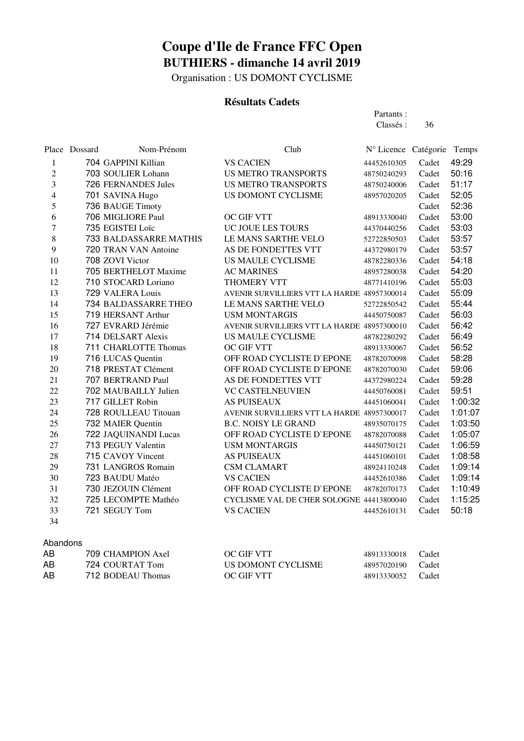# Coupe d'Ile de France FFC Open

## BUTHIERS - dimanche 14 avril 2019

Organisation : US DOMONT CYCLISME

### Résultats Cadets

Partants :
Classés : 36

| Place | Dossard | Nom-Prénom | Club | N° Licence | Catégorie | Temps |
|---|---|---|---|---|---|---|
| 1 | 704 | GAPPINI Killian | VS CACIEN | 44452610305 | Cadet | 49:29 |
| 2 | 703 | SOULIER Lohann | US METRO TRANSPORTS | 48750240293 | Cadet | 50:16 |
| 3 | 726 | FERNANDES Jules | US METRO TRANSPORTS | 48750240006 | Cadet | 51:17 |
| 4 | 701 | SAVINA Hugo | US DOMONT CYCLISME | 48957020205 | Cadet | 52:05 |
| 5 | 736 | BAUGE Timoty | | | Cadet | 52:36 |
| 6 | 706 | MIGLIORE Paul | OC GIF VTT | 48913330040 | Cadet | 53:00 |
| 7 | 735 | EGISTEI Loïc | UC JOUE LES TOURS | 44370440256 | Cadet | 53:03 |
| 8 | 733 | BALDASSARRE MATHIS | LE MANS SARTHE VELO | 52722850503 | Cadet | 53:57 |
| 9 | 720 | TRAN VAN Antoine | AS DE FONDETTES VTT | 44372980179 | Cadet | 53:57 |
| 10 | 708 | ZOVI Victor | US MAULE CYCLISME | 48782280336 | Cadet | 54:18 |
| 11 | 705 | BERTHELOT Maxime | AC MARINES | 48957280038 | Cadet | 54:20 |
| 12 | 710 | STOCARD Loriano | THOMERY VTT | 48771410196 | Cadet | 55:03 |
| 13 | 729 | VALERA Louis | AVENIR SURVILLIERS VTT LA HARDE | 48957300014 | Cadet | 55:09 |
| 14 | 734 | BALDASSARRE THEO | LE MANS SARTHE VELO | 52722850542 | Cadet | 55:44 |
| 15 | 719 | HERSANT Arthur | USM MONTARGIS | 44450750087 | Cadet | 56:03 |
| 16 | 727 | EVRARD Jérémie | AVENIR SURVILLIERS VTT LA HARDE | 48957300010 | Cadet | 56:42 |
| 17 | 714 | DELSART Alexis | US MAULE CYCLISME | 48782280292 | Cadet | 56:49 |
| 18 | 711 | CHARLOTTE Thomas | OC GIF VTT | 48913330067 | Cadet | 56:52 |
| 19 | 716 | LUCAS Quentin | OFF ROAD CYCLISTE D`EPONE | 48782070098 | Cadet | 58:28 |
| 20 | 718 | PRESTAT Clément | OFF ROAD CYCLISTE D`EPONE | 48782070030 | Cadet | 59:06 |
| 21 | 707 | BERTRAND Paul | AS DE FONDETTES VTT | 44372980224 | Cadet | 59:28 |
| 22 | 702 | MAUBAILLY Julien | VC CASTELNEUVIEN | 44450760081 | Cadet | 59:51 |
| 23 | 717 | GILLET Robin | AS PUISEAUX | 44451060041 | Cadet | 1:00:32 |
| 24 | 728 | ROULLEAU Titouan | AVENIR SURVILLIERS VTT LA HARDE | 48957300017 | Cadet | 1:01:07 |
| 25 | 732 | MAIER Quentin | B.C. NOISY LE GRAND | 48935070175 | Cadet | 1:03:50 |
| 26 | 722 | JAQUINANDI Lucas | OFF ROAD CYCLISTE D`EPONE | 48782070088 | Cadet | 1:05:07 |
| 27 | 713 | PEGUY Valentin | USM MONTARGIS | 44450750121 | Cadet | 1:06:59 |
| 28 | 715 | CAVOY Vincent | AS PUISEAUX | 44451060101 | Cadet | 1:08:58 |
| 29 | 731 | LANGROS Romain | CSM CLAMART | 48924110248 | Cadet | 1:09:14 |
| 30 | 723 | BAUDU Matéo | VS CACIEN | 44452610386 | Cadet | 1:09:14 |
| 31 | 730 | JEZOUIN Clément | OFF ROAD CYCLISTE D`EPONE | 48782070173 | Cadet | 1:10:49 |
| 32 | 725 | LECOMPTE Mathéo | CYCLISME VAL DE CHER SOLOGNE | 44413800040 | Cadet | 1:15:25 |
| 33 | 721 | SEGUY Tom | VS CACIEN | 44452610131 | Cadet | 50:18 |
| 34 | | | | | | |

Abandons

| | Dossard | Nom-Prénom | Club | N° Licence | Catégorie |
|---|---|---|---|---|---|
| AB | 709 | CHAMPION Axel | OC GIF VTT | 48913330018 | Cadet |
| AB | 724 | COURTAT Tom | US DOMONT CYCLISME | 48957020190 | Cadet |
| AB | 712 | BODEAU Thomas | OC GIF VTT | 48913330052 | Cadet |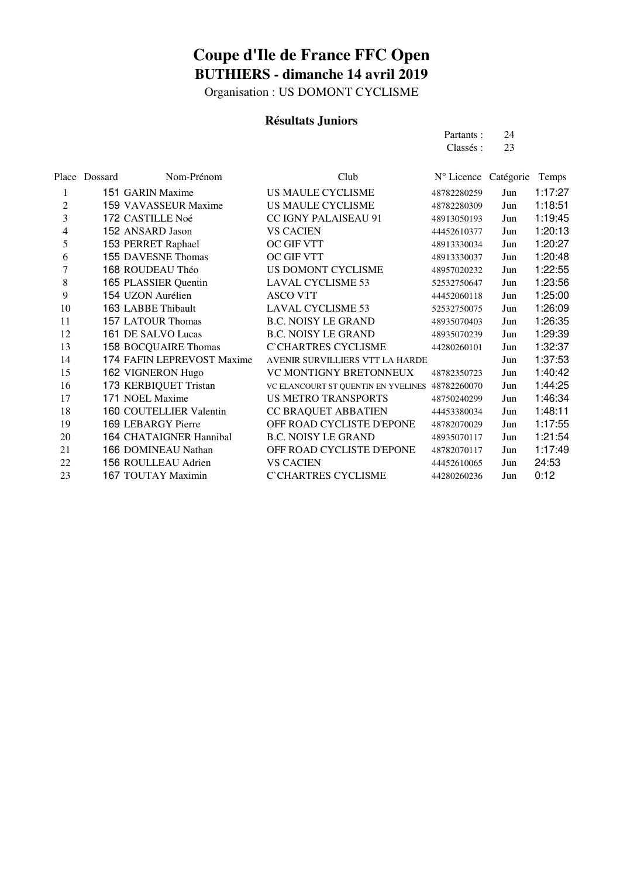# Coupe d'Ile de France FFC Open

## BUTHIERS - dimanche 14 avril 2019

Organisation : US DOMONT CYCLISME

### Résultats Juniors

Partants : 24
Classés : 23

| Place | Dossard | Nom-Prénom | Club | N° Licence | Catégorie | Temps |
|---|---|---|---|---|---|---|
| 1 | 151 | GARIN Maxime | US MAULE CYCLISME | 48782280259 | Jun | 1:17:27 |
| 2 | 159 | VAVASSEUR Maxime | US MAULE CYCLISME | 48782280309 | Jun | 1:18:51 |
| 3 | 172 | CASTILLE Noé | CC IGNY PALAISEAU 91 | 48913050193 | Jun | 1:19:45 |
| 4 | 152 | ANSARD Jason | VS CACIEN | 44452610377 | Jun | 1:20:13 |
| 5 | 153 | PERRET Raphael | OC GIF VTT | 48913330034 | Jun | 1:20:27 |
| 6 | 155 | DAVESNE Thomas | OC GIF VTT | 48913330037 | Jun | 1:20:48 |
| 7 | 168 | ROUDEAU Théo | US DOMONT CYCLISME | 48957020232 | Jun | 1:22:55 |
| 8 | 165 | PLASSIER Quentin | LAVAL CYCLISME 53 | 52532750647 | Jun | 1:23:56 |
| 9 | 154 | UZON Aurélien | ASCO VTT | 44452060118 | Jun | 1:25:00 |
| 10 | 163 | LABBE Thibault | LAVAL CYCLISME 53 | 52532750075 | Jun | 1:26:09 |
| 11 | 157 | LATOUR Thomas | B.C. NOISY LE GRAND | 48935070403 | Jun | 1:26:35 |
| 12 | 161 | DE SALVO Lucas | B.C. NOISY LE GRAND | 48935070239 | Jun | 1:29:39 |
| 13 | 158 | BOCQUAIRE Thomas | C`CHARTRES CYCLISME | 44280260101 | Jun | 1:32:37 |
| 14 | 174 | FAFIN LEPREVOST Maxime | AVENIR SURVILLIERS VTT LA HARDE | | Jun | 1:37:53 |
| 15 | 162 | VIGNERON Hugo | VC MONTIGNY BRETONNEUX | 48782350723 | Jun | 1:40:42 |
| 16 | 173 | KERBIQUET Tristan | VC ELANCOURT ST QUENTIN EN YVELINES | 48782260070 | Jun | 1:44:25 |
| 17 | 171 | NOEL Maxime | US METRO TRANSPORTS | 48750240299 | Jun | 1:46:34 |
| 18 | 160 | COUTELLIER Valentin | CC BRAQUET ABBATIEN | 44453380034 | Jun | 1:48:11 |
| 19 | 169 | LEBARGY Pierre | OFF ROAD CYCLISTE D'EPONE | 48782070029 | Jun | 1:17:55 |
| 20 | 164 | CHATAIGNER Hannibal | B.C. NOISY LE GRAND | 48935070117 | Jun | 1:21:54 |
| 21 | 166 | DOMINEAU Nathan | OFF ROAD CYCLISTE D'EPONE | 48782070117 | Jun | 1:17:49 |
| 22 | 156 | ROULLEAU Adrien | VS CACIEN | 44452610065 | Jun | 24:53 |
| 23 | 167 | TOUTAY Maximin | C`CHARTRES CYCLISME | 44280260236 | Jun | 0:12 |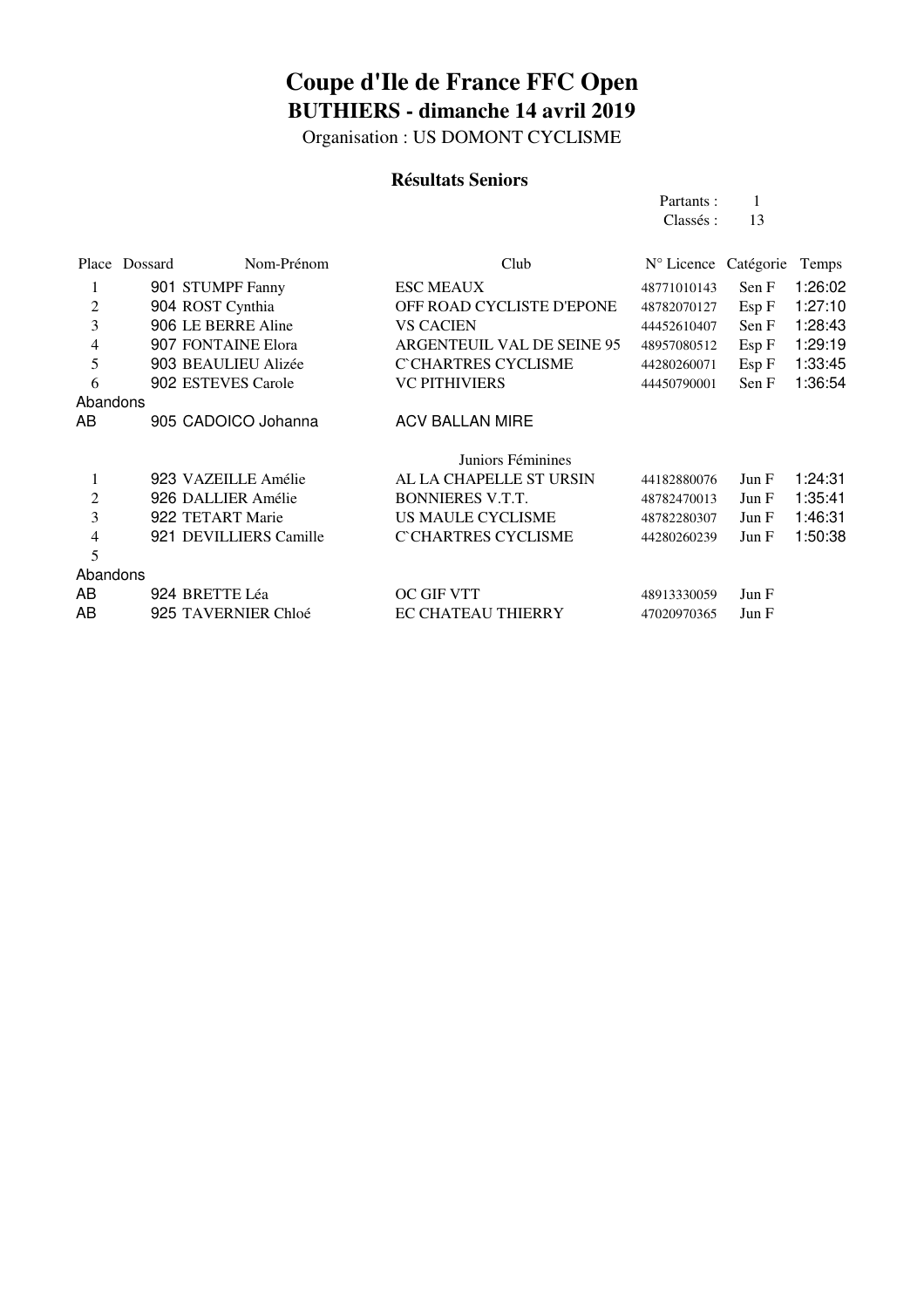# Coupe d'Ile de France FFC Open

## BUTHIERS - dimanche 14 avril 2019

Organisation : US DOMONT CYCLISME

### Résultats Seniors

Partants : 1
Classés : 13

| Place | Dossard | Nom-Prénom | Club | N° Licence | Catégorie | Temps |
|---|---|---|---|---|---|---|
| 1 | 901 | STUMPF Fanny | ESC MEAUX | 48771010143 | Sen F | 1:26:02 |
| 2 | 904 | ROST Cynthia | OFF ROAD CYCLISTE D'EPONE | 48782070127 | Esp F | 1:27:10 |
| 3 | 906 | LE BERRE Aline | VS CACIEN | 44452610407 | Sen F | 1:28:43 |
| 4 | 907 | FONTAINE Elora | ARGENTEUIL VAL DE SEINE 95 | 48957080512 | Esp F | 1:29:19 |
| 5 | 903 | BEAULIEU Alizée | C`CHARTRES CYCLISME | 44280260071 | Esp F | 1:33:45 |
| 6 | 902 | ESTEVES Carole | VC PITHIVIERS | 44450790001 | Sen F | 1:36:54 |
| Abandons | | | | | | |
| AB | 905 | CADOICO Johanna | ACV BALLAN MIRE | | | |
| | | | Juniors Féminines | | | |
| 1 | 923 | VAZEILLE Amélie | AL LA CHAPELLE ST URSIN | 44182880076 | Jun F | 1:24:31 |
| 2 | 926 | DALLIER Amélie | BONNIERES V.T.T. | 48782470013 | Jun F | 1:35:41 |
| 3 | 922 | TETART Marie | US MAULE CYCLISME | 48782280307 | Jun F | 1:46:31 |
| 4 | 921 | DEVILLIERS Camille | C`CHARTRES CYCLISME | 44280260239 | Jun F | 1:50:38 |
| 5 | | | | | | |
| Abandons | | | | | | |
| AB | 924 | BRETTE Léa | OC GIF VTT | 48913330059 | Jun F | |
| AB | 925 | TAVERNIER Chloé | EC CHATEAU THIERRY | 47020970365 | Jun F | |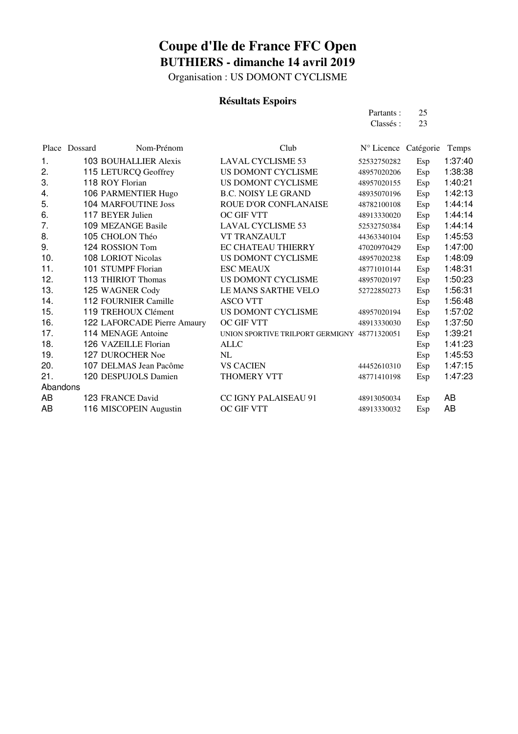# Coupe d'Ile de France FFC Open

## BUTHIERS - dimanche 14 avril 2019

Organisation : US DOMONT CYCLISME

### Résultats Espoirs

Partants : 25
Classés : 23

| Place | Dossard | Nom-Prénom | Club | N° Licence | Catégorie | Temps |
|---|---|---|---|---|---|---|
| 1. | 103 | BOUHALLIER Alexis | LAVAL CYCLISME 53 | 52532750282 | Esp | 1:37:40 |
| 2. | 115 | LETURCQ Geoffrey | US DOMONT CYCLISME | 48957020206 | Esp | 1:38:38 |
| 3. | 118 | ROY Florian | US DOMONT CYCLISME | 48957020155 | Esp | 1:40:21 |
| 4. | 106 | PARMENTIER Hugo | B.C. NOISY LE GRAND | 48935070196 | Esp | 1:42:13 |
| 5. | 104 | MARFOUTINE Joss | ROUE D'OR CONFLANAISE | 48782100108 | Esp | 1:44:14 |
| 6. | 117 | BEYER Julien | OC GIF VTT | 48913330020 | Esp | 1:44:14 |
| 7. | 109 | MEZANGE Basile | LAVAL CYCLISME 53 | 52532750384 | Esp | 1:44:14 |
| 8. | 105 | CHOLON Théo | VT TRANZAULT | 44363340104 | Esp | 1:45:53 |
| 9. | 124 | ROSSION Tom | EC CHATEAU THIERRY | 47020970429 | Esp | 1:47:00 |
| 10. | 108 | LORIOT Nicolas | US DOMONT CYCLISME | 48957020238 | Esp | 1:48:09 |
| 11. | 101 | STUMPF Florian | ESC MEAUX | 48771010144 | Esp | 1:48:31 |
| 12. | 113 | THIRIOT Thomas | US DOMONT CYCLISME | 48957020197 | Esp | 1:50:23 |
| 13. | 125 | WAGNER Cody | LE MANS SARTHE VELO | 52722850273 | Esp | 1:56:31 |
| 14. | 112 | FOURNIER Camille | ASCO VTT | | Esp | 1:56:48 |
| 15. | 119 | TREHOUX Clément | US DOMONT CYCLISME | 48957020194 | Esp | 1:57:02 |
| 16. | 122 | LAFORCADE Pierre Amaury | OC GIF VTT | 48913330030 | Esp | 1:37:50 |
| 17. | 114 | MENAGE Antoine | UNION SPORTIVE TRILPORT GERMIGNY | 48771320051 | Esp | 1:39:21 |
| 18. | 126 | VAZEILLE Florian | ALLC | | Esp | 1:41:23 |
| 19. | 127 | DUROCHER Noe | NL | | Esp | 1:45:53 |
| 20. | 107 | DELMAS Jean Pacôme | VS CACIEN | 44452610310 | Esp | 1:47:15 |
| 21. | 120 | DESPUJOLS Damien | THOMERY VTT | 48771410198 | Esp | 1:47:23 |
| Abandons | | | | | | |
| AB | 123 | FRANCE David | CC IGNY PALAISEAU 91 | 48913050034 | Esp | AB |
| AB | 116 | MISCOPEIN Augustin | OC GIF VTT | 48913330032 | Esp | AB |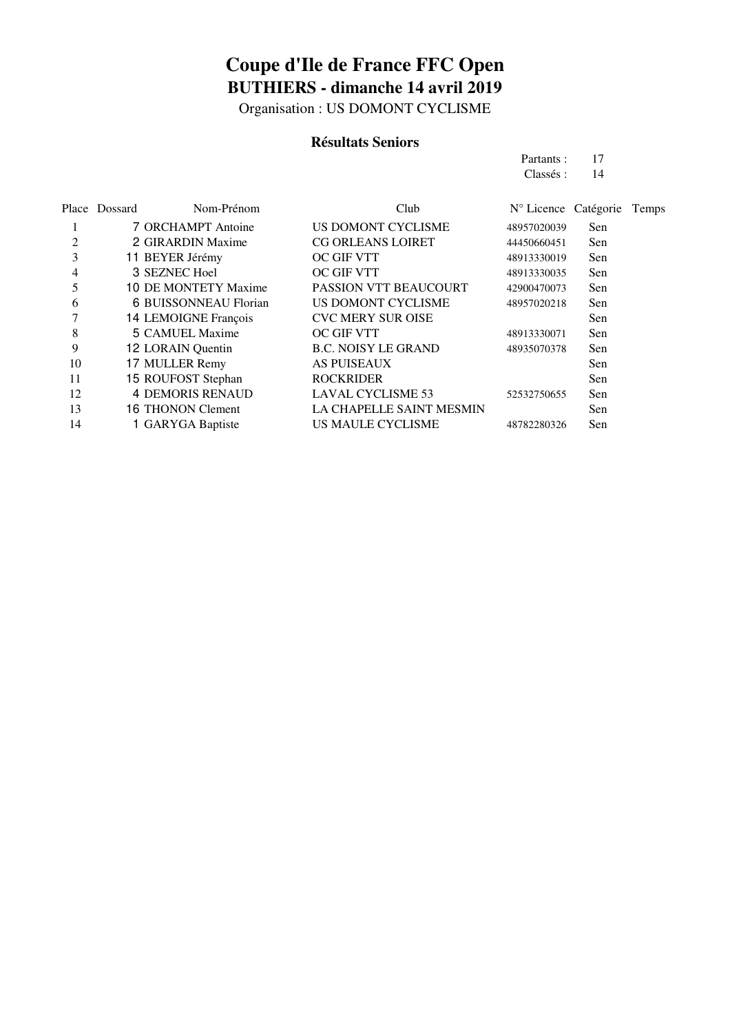# Coupe d'Ile de France FFC Open

## BUTHIERS - dimanche 14 avril 2019

Organisation : US DOMONT CYCLISME

### Résultats Seniors

Partants : 17
Classés : 14

| Place | Dossard | Nom-Prénom | Club | N° Licence | Catégorie | Temps |
|---|---|---|---|---|---|---|
| 1 | 7 | ORCHAMPT Antoine | US DOMONT CYCLISME | 48957020039 | Sen | |
| 2 | 2 | GIRARDIN Maxime | CG ORLEANS LOIRET | 44450660451 | Sen | |
| 3 | 11 | BEYER Jérémy | OC GIF VTT | 48913330019 | Sen | |
| 4 | 3 | SEZNEC Hoel | OC GIF VTT | 48913330035 | Sen | |
| 5 | 10 | DE MONTETY Maxime | PASSION VTT BEAUCOURT | 42900470073 | Sen | |
| 6 | 6 | BUISSONNEAU Florian | US DOMONT CYCLISME | 48957020218 | Sen | |
| 7 | 14 | LEMOIGNE François | CVC MERY SUR OISE | | Sen | |
| 8 | 5 | CAMUEL Maxime | OC GIF VTT | 48913330071 | Sen | |
| 9 | 12 | LORAIN Quentin | B.C. NOISY LE GRAND | 48935070378 | Sen | |
| 10 | 17 | MULLER Remy | AS PUISEAUX | | Sen | |
| 11 | 15 | ROUFOST Stephan | ROCKRIDER | | Sen | |
| 12 | 4 | DEMORIS RENAUD | LAVAL CYCLISME 53 | 52532750655 | Sen | |
| 13 | 16 | THONON Clement | LA CHAPELLE SAINT MESMIN | | Sen | |
| 14 | 1 | GARYGA Baptiste | US MAULE CYCLISME | 48782280326 | Sen | |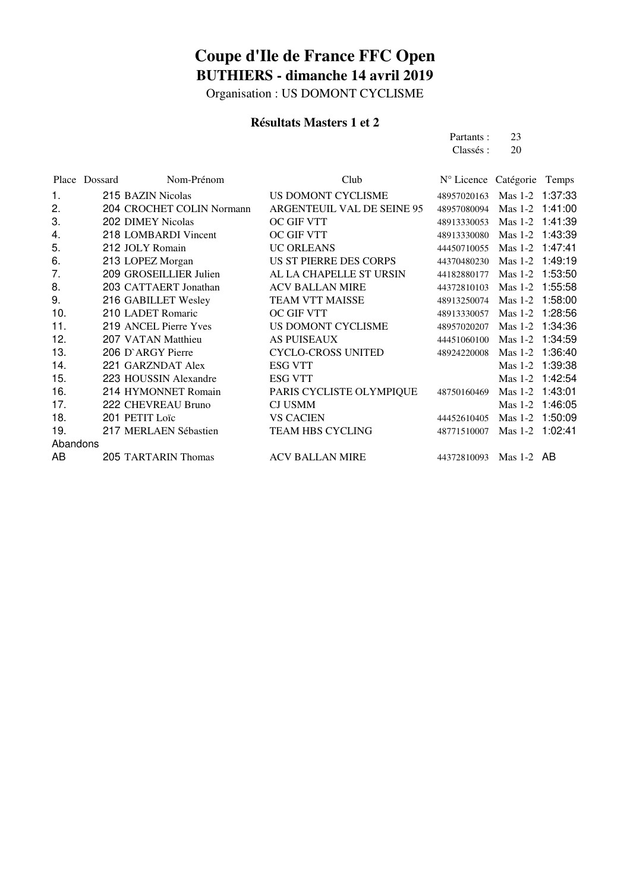# Coupe d'Ile de France FFC Open

## BUTHIERS - dimanche 14 avril 2019

Organisation : US DOMONT CYCLISME

### Résultats Masters 1 et 2

Partants : 23
Classés : 20

| Place | Dossard | Nom-Prénom | Club | N° Licence | Catégorie | Temps |
|---|---|---|---|---|---|---|
| 1. | 215 | BAZIN Nicolas | US DOMONT CYCLISME | 48957020163 | Mas 1-2 | 1:37:33 |
| 2. | 204 | CROCHET COLIN Normann | ARGENTEUIL VAL DE SEINE 95 | 48957080094 | Mas 1-2 | 1:41:00 |
| 3. | 202 | DIMEY Nicolas | OC GIF VTT | 48913330053 | Mas 1-2 | 1:41:39 |
| 4. | 218 | LOMBARDI Vincent | OC GIF VTT | 48913330080 | Mas 1-2 | 1:43:39 |
| 5. | 212 | JOLY Romain | UC ORLEANS | 44450710055 | Mas 1-2 | 1:47:41 |
| 6. | 213 | LOPEZ Morgan | US ST PIERRE DES CORPS | 44370480230 | Mas 1-2 | 1:49:19 |
| 7. | 209 | GROSEILLIER Julien | AL LA CHAPELLE ST URSIN | 44182880177 | Mas 1-2 | 1:53:50 |
| 8. | 203 | CATTAERT Jonathan | ACV BALLAN MIRE | 44372810103 | Mas 1-2 | 1:55:58 |
| 9. | 216 | GABILLET Wesley | TEAM VTT MAISSE | 48913250074 | Mas 1-2 | 1:58:00 |
| 10. | 210 | LADET Romaric | OC GIF VTT | 48913330057 | Mas 1-2 | 1:28:56 |
| 11. | 219 | ANCEL Pierre Yves | US DOMONT CYCLISME | 48957020207 | Mas 1-2 | 1:34:36 |
| 12. | 207 | VATAN Matthieu | AS PUISEAUX | 44451060100 | Mas 1-2 | 1:34:59 |
| 13. | 206 | D`ARGY Pierre | CYCLO-CROSS UNITED | 48924220008 | Mas 1-2 | 1:36:40 |
| 14. | 221 | GARZNDAT Alex | ESG VTT | | Mas 1-2 | 1:39:38 |
| 15. | 223 | HOUSSIN Alexandre | ESG VTT | | Mas 1-2 | 1:42:54 |
| 16. | 214 | HYMONNET Romain | PARIS CYCLISTE OLYMPIQUE | 48750160469 | Mas 1-2 | 1:43:01 |
| 17. | 222 | CHEVREAU Bruno | CJ USMM | | Mas 1-2 | 1:46:05 |
| 18. | 201 | PETIT Loïc | VS CACIEN | 44452610405 | Mas 1-2 | 1:50:09 |
| 19. | 217 | MERLAEN Sébastien | TEAM HBS CYCLING | 48771510007 | Mas 1-2 | 1:02:41 |
| Abandons | | | | | | |
| AB | 205 | TARTARIN Thomas | ACV BALLAN MIRE | 44372810093 | Mas 1-2 | AB |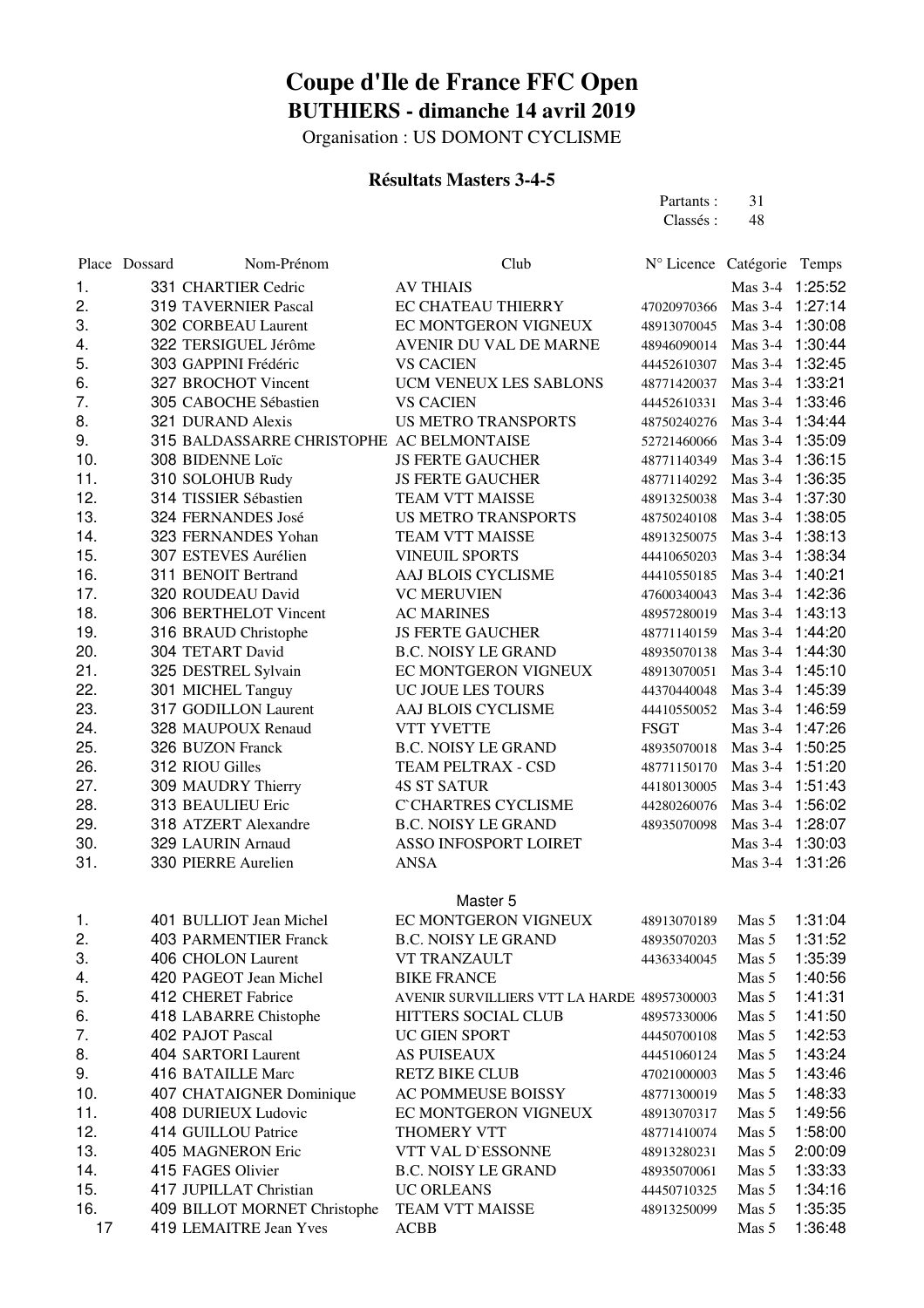# Coupe d'Ile de France FFC Open

## BUTHIERS - dimanche 14 avril 2019

Organisation : US DOMONT CYCLISME

### Résultats Masters 3-4-5

Partants : 31
Classés : 48

| Place | Dossard | Nom-Prénom | Club | N° Licence | Catégorie | Temps |
|---|---|---|---|---|---|---|
| 1. | 331 | CHARTIER Cedric | AV THIAIS | | Mas 3-4 | 1:25:52 |
| 2. | 319 | TAVERNIER Pascal | EC CHATEAU THIERRY | 47020970366 | Mas 3-4 | 1:27:14 |
| 3. | 302 | CORBEAU Laurent | EC MONTGERON VIGNEUX | 48913070045 | Mas 3-4 | 1:30:08 |
| 4. | 322 | TERSIGUEL Jérôme | AVENIR DU VAL DE MARNE | 48946090014 | Mas 3-4 | 1:30:44 |
| 5. | 303 | GAPPINI Frédéric | VS CACIEN | 44452610307 | Mas 3-4 | 1:32:45 |
| 6. | 327 | BROCHOT Vincent | UCM VENEUX LES SABLONS | 48771420037 | Mas 3-4 | 1:33:21 |
| 7. | 305 | CABOCHE Sébastien | VS CACIEN | 44452610331 | Mas 3-4 | 1:33:46 |
| 8. | 321 | DURAND Alexis | US METRO TRANSPORTS | 48750240276 | Mas 3-4 | 1:34:44 |
| 9. | 315 | BALDASSARRE CHRISTOPHE | AC BELMONTAISE | 52721460066 | Mas 3-4 | 1:35:09 |
| 10. | 308 | BIDENNE Loïc | JS FERTE GAUCHER | 48771140349 | Mas 3-4 | 1:36:15 |
| 11. | 310 | SOLOHUB Rudy | JS FERTE GAUCHER | 48771140292 | Mas 3-4 | 1:36:35 |
| 12. | 314 | TISSIER Sébastien | TEAM VTT MAISSE | 48913250038 | Mas 3-4 | 1:37:30 |
| 13. | 324 | FERNANDES José | US METRO TRANSPORTS | 48750240108 | Mas 3-4 | 1:38:05 |
| 14. | 323 | FERNANDES Yohan | TEAM VTT MAISSE | 48913250075 | Mas 3-4 | 1:38:13 |
| 15. | 307 | ESTEVES Aurélien | VINEUIL SPORTS | 44410650203 | Mas 3-4 | 1:38:34 |
| 16. | 311 | BENOIT Bertrand | AAJ BLOIS CYCLISME | 44410550185 | Mas 3-4 | 1:40:21 |
| 17. | 320 | ROUDEAU David | VC MERUVIEN | 47600340043 | Mas 3-4 | 1:42:36 |
| 18. | 306 | BERTHELOT Vincent | AC MARINES | 48957280019 | Mas 3-4 | 1:43:13 |
| 19. | 316 | BRAUD Christophe | JS FERTE GAUCHER | 48771140159 | Mas 3-4 | 1:44:20 |
| 20. | 304 | TETART David | B.C. NOISY LE GRAND | 48935070138 | Mas 3-4 | 1:44:30 |
| 21. | 325 | DESTREL Sylvain | EC MONTGERON VIGNEUX | 48913070051 | Mas 3-4 | 1:45:10 |
| 22. | 301 | MICHEL Tanguy | UC JOUE LES TOURS | 44370440048 | Mas 3-4 | 1:45:39 |
| 23. | 317 | GODILLON Laurent | AAJ BLOIS CYCLISME | 44410550052 | Mas 3-4 | 1:46:59 |
| 24. | 328 | MAUPOUX Renaud | VTT YVETTE | FSGT | Mas 3-4 | 1:47:26 |
| 25. | 326 | BUZON Franck | B.C. NOISY LE GRAND | 48935070018 | Mas 3-4 | 1:50:25 |
| 26. | 312 | RIOU Gilles | TEAM PELTRAX - CSD | 48771150170 | Mas 3-4 | 1:51:20 |
| 27. | 309 | MAUDRY Thierry | 4S ST SATUR | 44180130005 | Mas 3-4 | 1:51:43 |
| 28. | 313 | BEAULIEU Eric | C`CHARTRES CYCLISME | 44280260076 | Mas 3-4 | 1:56:02 |
| 29. | 318 | ATZERT Alexandre | B.C. NOISY LE GRAND | 48935070098 | Mas 3-4 | 1:28:07 |
| 30. | 329 | LAURIN Arnaud | ASSO INFOSPORT LOIRET | | Mas 3-4 | 1:30:03 |
| 31. | 330 | PIERRE Aurelien | ANSA | | Mas 3-4 | 1:31:26 |

Master 5

| Place | Dossard | Nom-Prénom | Club | N° Licence | Catégorie | Temps |
|---|---|---|---|---|---|---|
| 1. | 401 | BULLIOT Jean Michel | EC MONTGERON VIGNEUX | 48913070189 | Mas 5 | 1:31:04 |
| 2. | 403 | PARMENTIER Franck | B.C. NOISY LE GRAND | 48935070203 | Mas 5 | 1:31:52 |
| 3. | 406 | CHOLON Laurent | VT TRANZAULT | 44363340045 | Mas 5 | 1:35:39 |
| 4. | 420 | PAGEOT Jean Michel | BIKE FRANCE | | Mas 5 | 1:40:56 |
| 5. | 412 | CHERET Fabrice | AVENIR SURVILLIERS VTT LA HARDE | 48957300003 | Mas 5 | 1:41:31 |
| 6. | 418 | LABARRE Chistophe | HITTERS SOCIAL CLUB | 48957330006 | Mas 5 | 1:41:50 |
| 7. | 402 | PAJOT Pascal | UC GIEN SPORT | 44450700108 | Mas 5 | 1:42:53 |
| 8. | 404 | SARTORI Laurent | AS PUISEAUX | 44451060124 | Mas 5 | 1:43:24 |
| 9. | 416 | BATAILLE Marc | RETZ BIKE CLUB | 47021000003 | Mas 5 | 1:43:46 |
| 10. | 407 | CHATAIGNER Dominique | AC POMMEUSE BOISSY | 48771300019 | Mas 5 | 1:48:33 |
| 11. | 408 | DURIEUX Ludovic | EC MONTGERON VIGNEUX | 48913070317 | Mas 5 | 1:49:56 |
| 12. | 414 | GUILLOU Patrice | THOMERY VTT | 48771410074 | Mas 5 | 1:58:00 |
| 13. | 405 | MAGNERON Eric | VTT VAL D`ESSONNE | 48913280231 | Mas 5 | 2:00:09 |
| 14. | 415 | FAGES Olivier | B.C. NOISY LE GRAND | 48935070061 | Mas 5 | 1:33:33 |
| 15. | 417 | JUPILLAT Christian | UC ORLEANS | 44450710325 | Mas 5 | 1:34:16 |
| 16. | 409 | BILLOT MORNET Christophe | TEAM VTT MAISSE | 48913250099 | Mas 5 | 1:35:35 |
| 17 | 419 | LEMAITRE Jean Yves | ACBB | | Mas 5 | 1:36:48 |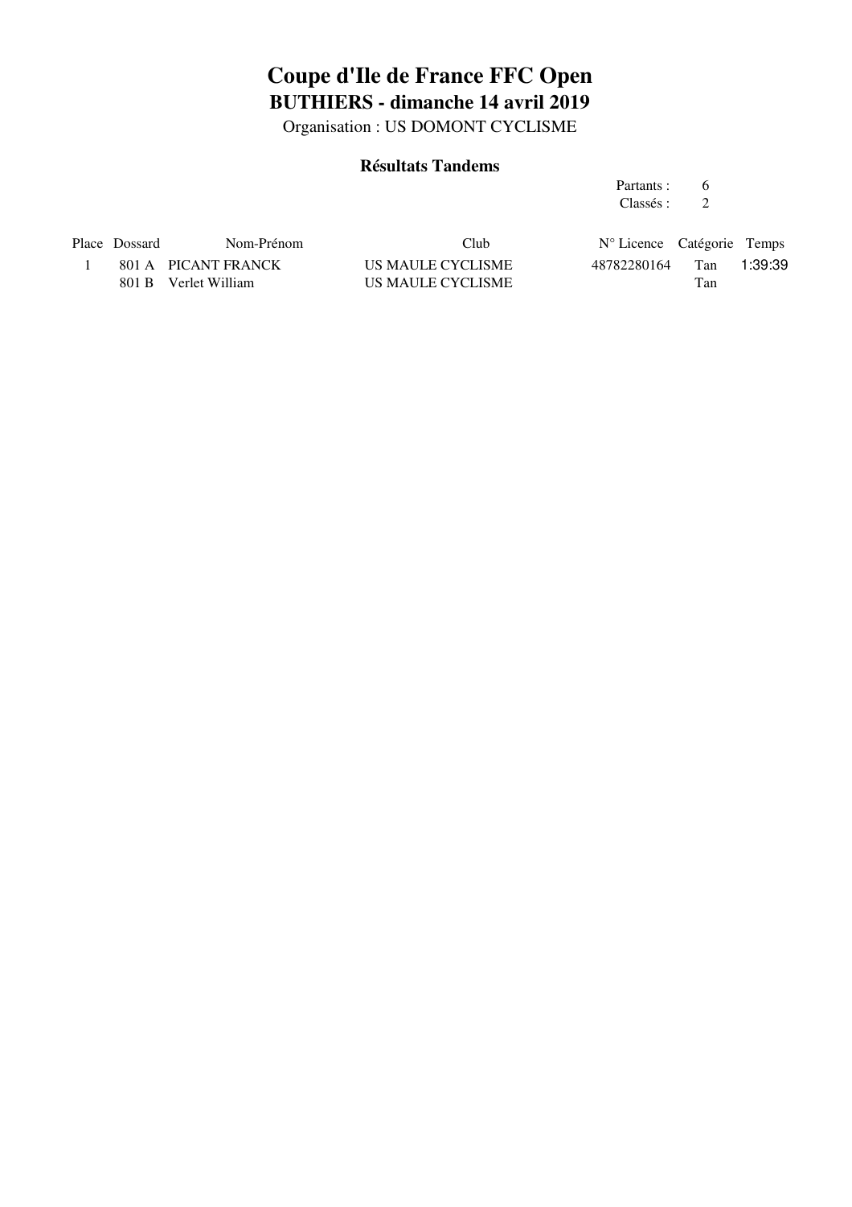# Coupe d'Ile de France FFC Open

## BUTHIERS - dimanche 14 avril 2019

Organisation : US DOMONT CYCLISME

### Résultats Tandems

Partants : 6
Classés : 2

| Place | Dossard | Nom-Prénom | Club | N° Licence | Catégorie | Temps |
|---|---|---|---|---|---|---|
| 1 | 801 A | PICANT FRANCK | US MAULE CYCLISME | 48782280164 | Tan | 1:39:39 |
| | 801 B | Verlet William | US MAULE CYCLISME | | Tan | |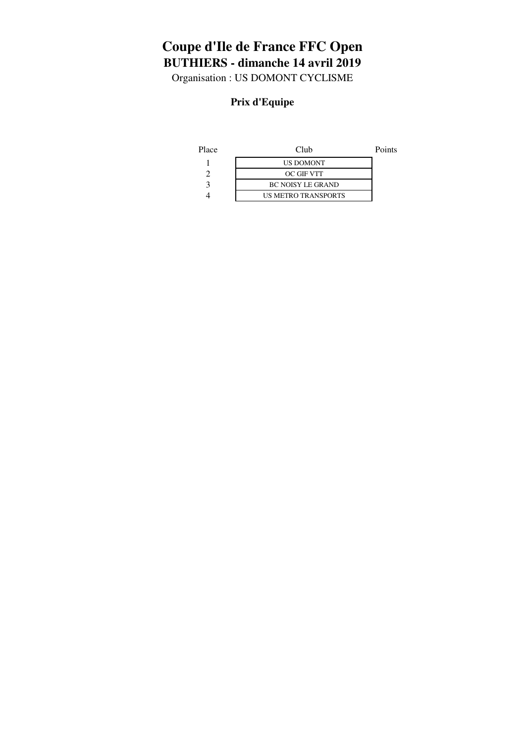# Coupe d'Ile de France FFC Open

## BUTHIERS - dimanche 14 avril 2019

Organisation : US DOMONT CYCLISME

### Prix d'Equipe

| Place | Club | Points |
|---|---|---|
| 1 | US DOMONT | |
| 2 | OC GIF VTT | |
| 3 | BC NOISY LE GRAND | |
| 4 | US METRO TRANSPORTS | |